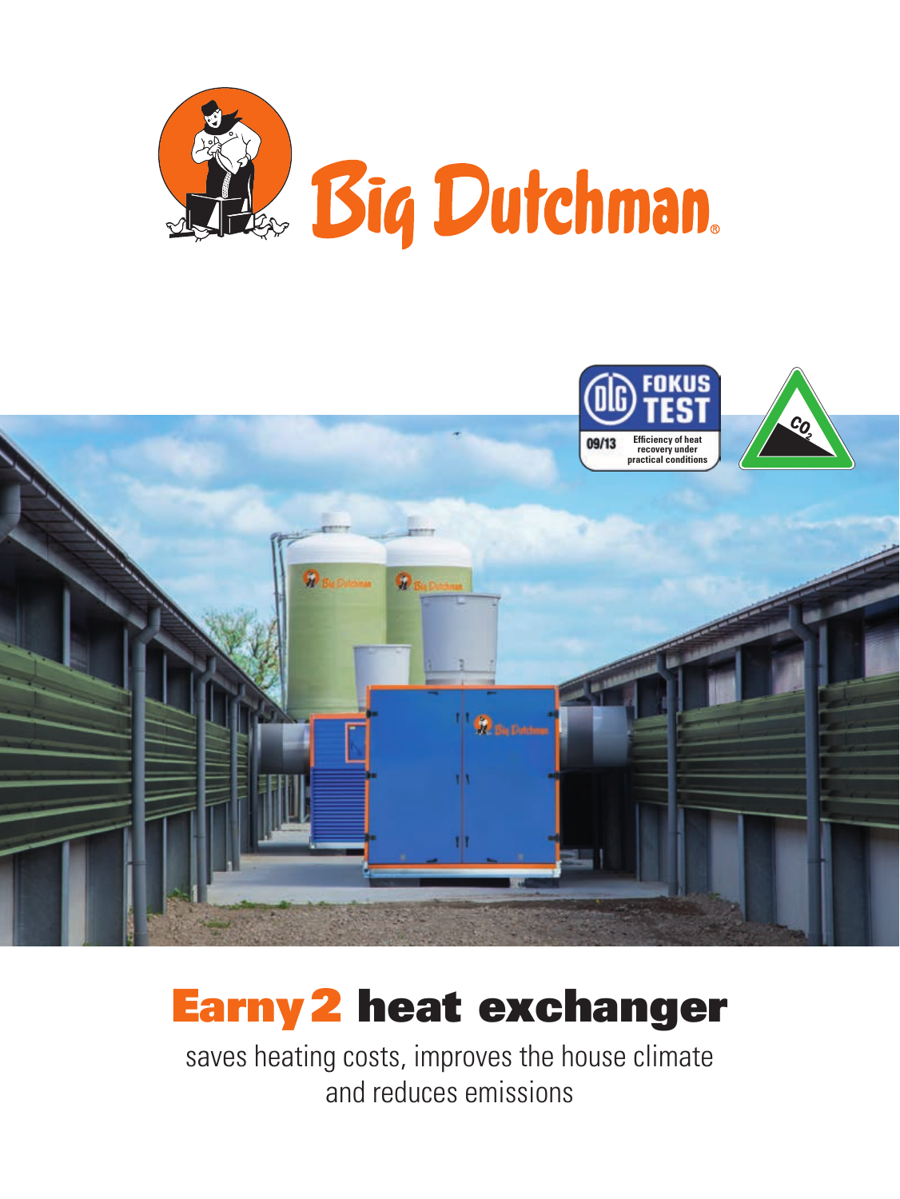# Earny 2 heat exchanger

saves heating costs, improves the house climate and reduces emissions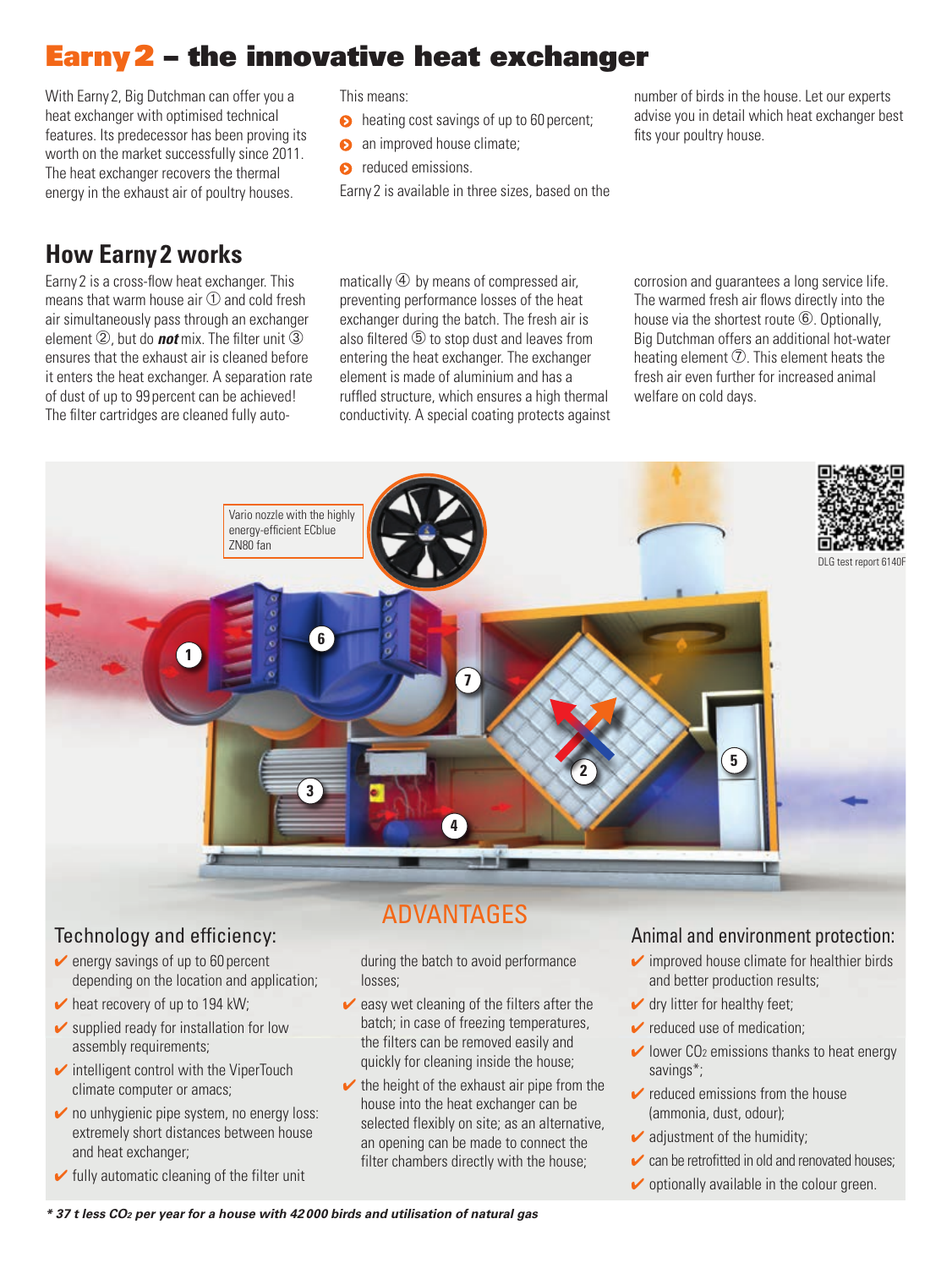# Earny 2 – the innovative heat exchanger

With Earny 2, Big Dutchman can offer you a heat exchanger with optimised technical features. Its predecessor has been proving its worth on the market successfully since 2011. The heat exchanger recovers the thermal energy in the exhaust air of poultry houses.

This means:

- heating cost savings of up to 60 percent;
- an improved house climate;
- reduced emissions.

Earny 2 is available in three sizes, based on the number of birds in the house. Let our experts advise you in detail which heat exchanger best fits your poultry house.

## How Earny 2 works

Earny 2 is a cross-flow heat exchanger. This means that warm house air ① and cold fresh air simultaneously pass through an exchanger element ②, but do ***not*** mix. The filter unit ③ ensures that the exhaust air is cleaned before it enters the heat exchanger. A separation rate of dust of up to 99 percent can be achieved! The filter cartridges are cleaned fully automatically ④ by means of compressed air, preventing performance losses of the heat exchanger during the batch. The fresh air is also filtered ⑤ to stop dust and leaves from entering the heat exchanger. The exchanger element is made of aluminium and has a ruffled structure, which ensures a high thermal conductivity. A special coating protects against corrosion and guarantees a long service life. The warmed fresh air flows directly into the house via the shortest route ⑥. Optionally, Big Dutchman offers an additional hot-water heating element ⑦. This element heats the fresh air even further for increased animal welfare on cold days.

Vario nozzle with the highly energy-efficient ECblue ZN80 fan

DLG test report 6140F

## ADVANTAGES

### Technology and efficiency:

- ✔ energy savings of up to 60 percent depending on the location and application;
- ✔ heat recovery of up to 194 kW;
- ✔ supplied ready for installation for low assembly requirements;
- ✔ intelligent control with the ViperTouch climate computer or amacs;
- ✔ no unhygienic pipe system, no energy loss: extremely short distances between house and heat exchanger;
- ✔ fully automatic cleaning of the filter unit during the batch to avoid performance losses;
- ✔ easy wet cleaning of the filters after the batch; in case of freezing temperatures, the filters can be removed easily and quickly for cleaning inside the house;
- ✔ the height of the exhaust air pipe from the house into the heat exchanger can be selected flexibly on site; as an alternative, an opening can be made to connect the filter chambers directly with the house;

### Animal and environment protection:

- ✔ improved house climate for healthier birds and better production results;
- ✔ dry litter for healthy feet;
- ✔ reduced use of medication;
- ✔ lower $CO_2$ emissions thanks to heat energy savings*;
- ✔ reduced emissions from the house (ammonia, dust, odour);
- ✔ adjustment of the humidity;
- ✔ can be retrofitted in old and renovated houses;
- ✔ optionally available in the colour green.

***\* 37 t less $CO_2$ per year for a house with 42 000 birds and utilisation of natural gas***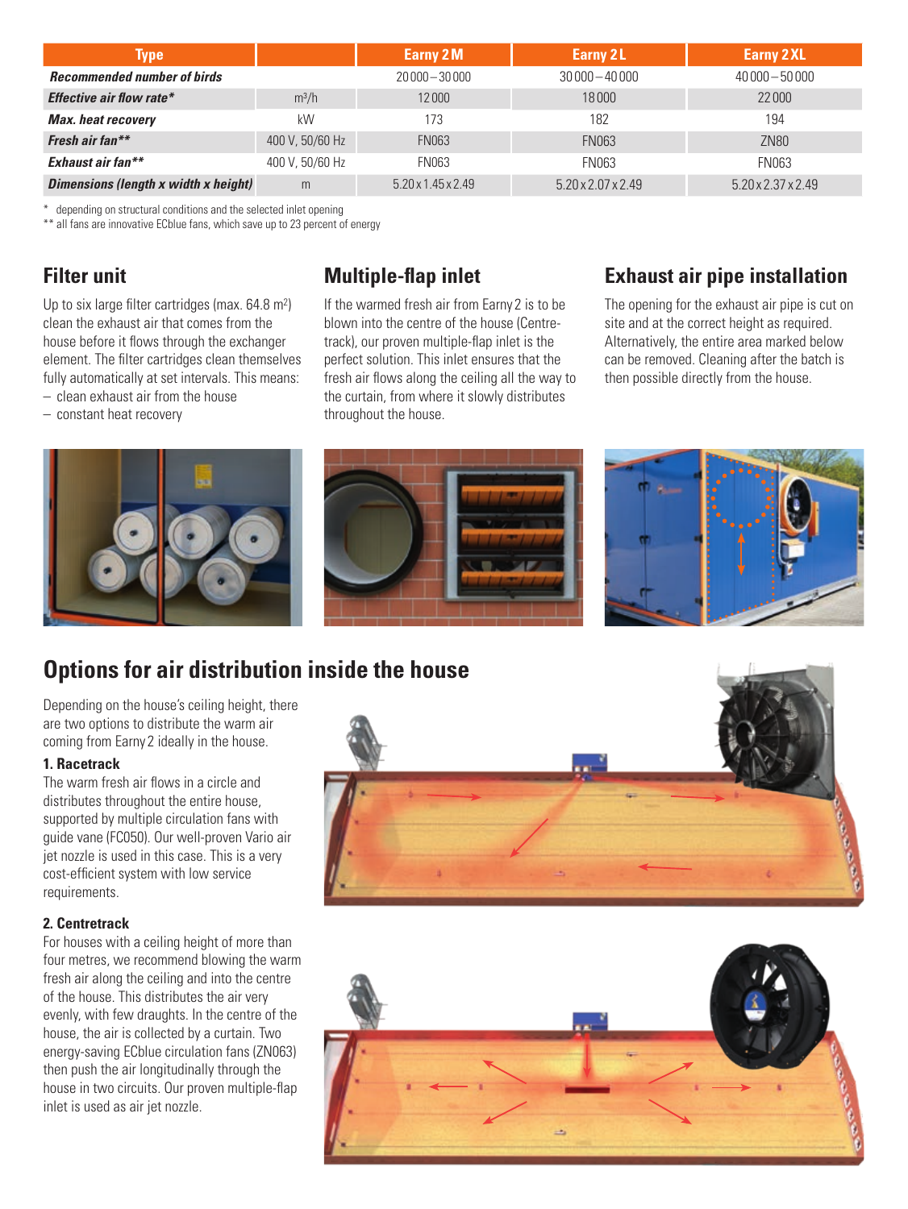| Type | | Earny 2 M | Earny 2 L | Earny 2 XL |
|---|---|---|---|---|
| ***Recommended number of birds*** | | 20 000 – 30 000 | 30 000 – 40 000 | 40 000 – 50 000 |
| ***Effective air flow rate**** | $m^3/h$ | 12 000 | 18 000 | 22 000 |
| ***Max. heat recovery*** | kW | 173 | 182 | 194 |
| ***Fresh air fan***** | 400 V, 50/60 Hz | FN063 | FN063 | ZN80 |
| ***Exhaust air fan***** | 400 V, 50/60 Hz | FN063 | FN063 | FN063 |
| ***Dimensions (length x width x height)*** | m | 5.20 x 1.45 x 2.49 | 5.20 x 2.07 x 2.49 | 5.20 x 2.37 x 2.49 |

\* depending on structural conditions and the selected inlet opening
** all fans are innovative ECblue fans, which save up to 23 percent of energy

## Filter unit

Up to six large filter cartridges (max. 64.8 $m^2$) clean the exhaust air that comes from the house before it flows through the exchanger element. The filter cartridges clean themselves fully automatically at set intervals. This means:

- clean exhaust air from the house
- constant heat recovery

## Multiple-flap inlet

If the warmed fresh air from Earny 2 is to be blown into the centre of the house (Centretrack), our proven multiple-flap inlet is the perfect solution. This inlet ensures that the fresh air flows along the ceiling all the way to the curtain, from where it slowly distributes throughout the house.

## Exhaust air pipe installation

The opening for the exhaust air pipe is cut on site and at the correct height as required. Alternatively, the entire area marked below can be removed. Cleaning after the batch is then possible directly from the house.

# Options for air distribution inside the house

Depending on the house's ceiling height, there are two options to distribute the warm air coming from Earny 2 ideally in the house.

**1. Racetrack**

The warm fresh air flows in a circle and distributes throughout the entire house, supported by multiple circulation fans with guide vane (FC050). Our well-proven Vario air jet nozzle is used in this case. This is a very cost-efficient system with low service requirements.

**2. Centretrack**

For houses with a ceiling height of more than four metres, we recommend blowing the warm fresh air along the ceiling and into the centre of the house. This distributes the air very evenly, with few draughts. In the centre of the house, the air is collected by a curtain. Two energy-saving ECblue circulation fans (ZN063) then push the air longitudinally through the house in two circuits. Our proven multiple-flap inlet is used as air jet nozzle.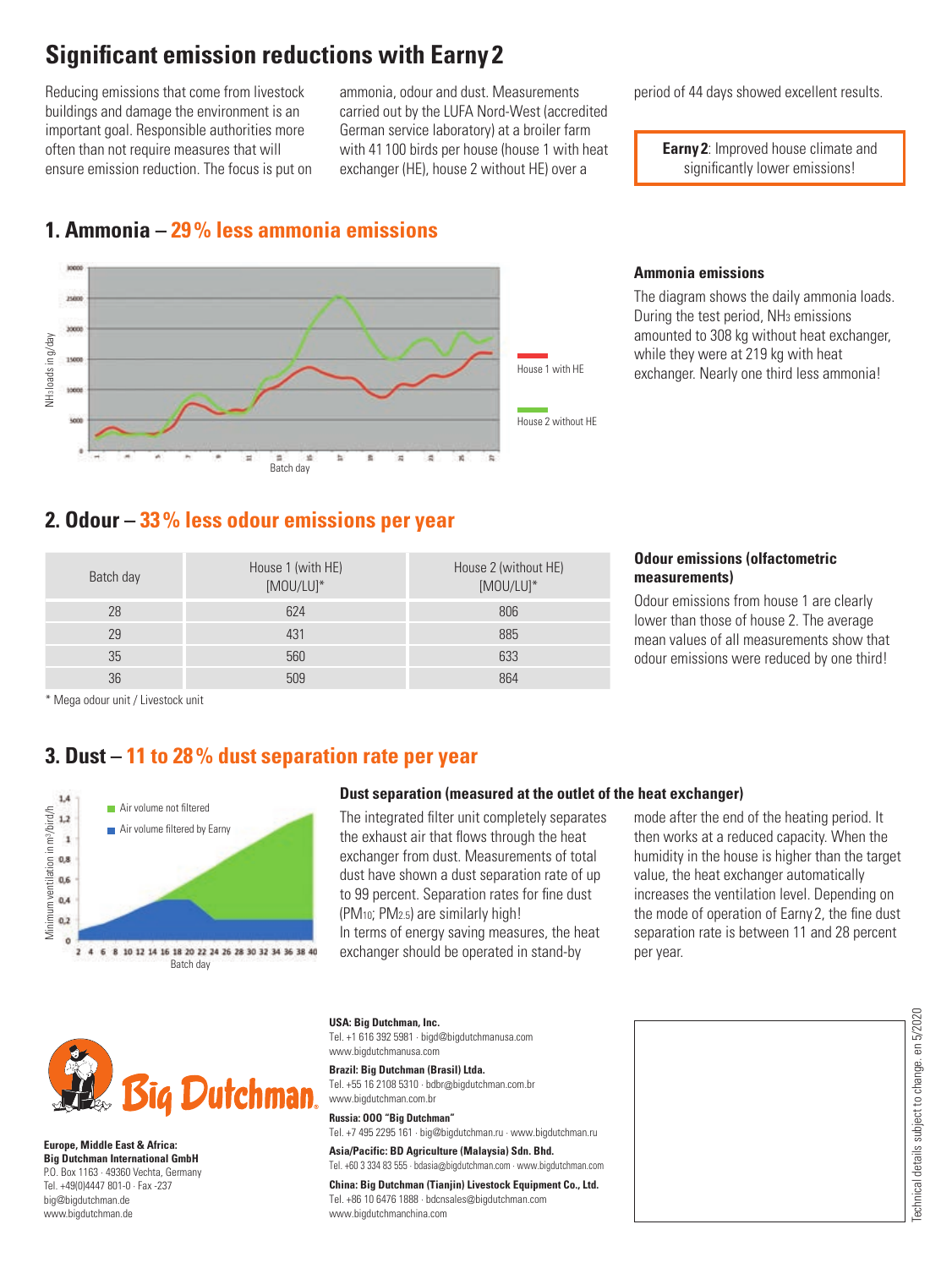# Significant emission reductions with Earny 2

Reducing emissions that come from livestock buildings and damage the environment is an important goal. Responsible authorities more often than not require measures that will ensure emission reduction. The focus is put on ammonia, odour and dust. Measurements carried out by the LUFA Nord-West (accredited German service laboratory) at a broiler farm with 41 100 birds per house (house 1 with heat exchanger (HE), house 2 without HE) over a period of 44 days showed excellent results.

**Earny 2**: Improved house climate and significantly lower emissions!

## 1. Ammonia – 29 % less ammonia emissions

NH3 loads in g/day

30000
25000
20000
15000
10000
5000
0

Batch day

House 1 with HE

House 2 without HE

### Ammonia emissions

The diagram shows the daily ammonia loads. During the test period, $NH_3$ emissions amounted to 308 kg without heat exchanger, while they were at 219 kg with heat exchanger. Nearly one third less ammonia!

## 2. Odour – 33 % less odour emissions per year

| Batch day | House 1 (with HE) [MOU/LU]* | House 2 (without HE) [MOU/LU]* |
|---|---|---|
| 28 | 624 | 806 |
| 29 | 431 | 885 |
| 35 | 560 | 633 |
| 36 | 509 | 864 |

\* Mega odour unit / Livestock unit

### Odour emissions (olfactometric measurements)

Odour emissions from house 1 are clearly lower than those of house 2. The average mean values of all measurements show that odour emissions were reduced by one third!

## 3. Dust – 11 to 28 % dust separation rate per year

Minimum ventilation in m³/bird/h

1,4
1,2
1
0,8
0,6
0,4
0,2
0

2 4 6 8 10 12 14 16 18 20 22 24 26 28 30 32 34 36 38 40

Batch day

Air volume not filtered

Air volume filtered by Earny

### Dust separation (measured at the outlet of the heat exchanger)

The integrated filter unit completely separates the exhaust air that flows through the heat exchanger from dust. Measurements of total dust have shown a dust separation rate of up to 99 percent. Separation rates for fine dust ($PM_{10}$; $PM_{2.5}$) are similarly high!

In terms of energy saving measures, the heat exchanger should be operated in stand-by mode after the end of the heating period. It then works at a reduced capacity. When the humidity in the house is higher than the target value, the heat exchanger automatically increases the ventilation level. Depending on the mode of operation of Earny 2, the fine dust separation rate is between 11 and 28 percent per year.

Big Dutchman

**Europe, Middle East & Africa:**
**Big Dutchman International GmbH**
P.O. Box 1163 · 49360 Vechta, Germany
Tel. +49(0)4447 801-0 · Fax -237
big@bigdutchman.de
www.bigdutchman.de

**USA: Big Dutchman, Inc.**
Tel. +1 616 392 5981 · bigd@bigdutchmanusa.com
www.bigdutchmanusa.com

**Brazil: Big Dutchman (Brasil) Ltda.**
Tel. +55 16 2108 5310 · bdbr@bigdutchman.com.br
www.bigdutchman.com.br

**Russia: OOO "Big Dutchman"**
Tel. +7 495 2295 161 · big@bigdutchman.ru · www.bigdutchman.ru

**Asia/Pacific: BD Agriculture (Malaysia) Sdn. Bhd.**
Tel. +60 3 334 83 555 · bdasia@bigdutchman.com · www.bigdutchman.com

**China: Big Dutchman (Tianjin) Livestock Equipment Co., Ltd.**
Tel. +86 10 6476 1888 · bdcnsales@bigdutchman.com
www.bigdutchmanchina.com

Technical details subject to change. en 5/2020